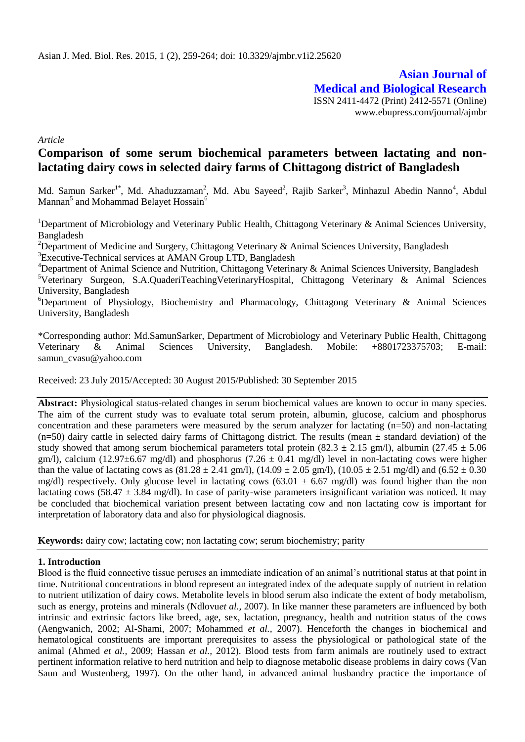Asian J. Med. Biol. Res. 2015, 1 (2), 259-264; doi: 10.3329/ajmbr.v1i2.25620

**Asian Journal of Medical and Biological Research**
ISSN 2411-4472 (Print) 2412-5571 (Online)
www.ebupress.com/journal/ajmbr

*Article*

# Comparison of some serum biochemical parameters between lactating and non-lactating dairy cows in selected dairy farms of Chittagong district of Bangladesh

Md. Samun Sarker[1*], Md. Ahaduzzaman[2], Md. Abu Sayeed[2], Rajib Sarker[3], Minhazul Abedin Nanno[4], Abdul Mannan[5] and Mohammad Belayet Hossain[6]

[1]Department of Microbiology and Veterinary Public Health, Chittagong Veterinary & Animal Sciences University, Bangladesh
[2]Department of Medicine and Surgery, Chittagong Veterinary & Animal Sciences University, Bangladesh
[3]Executive-Technical services at AMAN Group LTD, Bangladesh
[4]Department of Animal Science and Nutrition, Chittagong Veterinary & Animal Sciences University, Bangladesh
[5]Veterinary Surgeon, S.A.QuaderiTeachingVeterinaryHospital, Chittagong Veterinary & Animal Sciences University, Bangladesh
[6]Department of Physiology, Biochemistry and Pharmacology, Chittagong Veterinary & Animal Sciences University, Bangladesh

*Corresponding author: Md.SamunSarker, Department of Microbiology and Veterinary Public Health, Chittagong Veterinary & Animal Sciences University, Bangladesh. Mobile: +8801723375703; E-mail: samun_cvasu@yahoo.com

Received: 23 July 2015/Accepted: 30 August 2015/Published: 30 September 2015

**Abstract:** Physiological status-related changes in serum biochemical values are known to occur in many species. The aim of the current study was to evaluate total serum protein, albumin, glucose, calcium and phosphorus concentration and these parameters were measured by the serum analyzer for lactating (n=50) and non-lactating (n=50) dairy cattle in selected dairy farms of Chittagong district. The results (mean ± standard deviation) of the study showed that among serum biochemical parameters total protein (82.3 ± 2.15 gm/l), albumin (27.45 ± 5.06 gm/l), calcium (12.97±6.67 mg/dl) and phosphorus (7.26 ± 0.41 mg/dl) level in non-lactating cows were higher than the value of lactating cows as (81.28 ± 2.41 gm/l), (14.09 ± 2.05 gm/l), (10.05 ± 2.51 mg/dl) and (6.52 ± 0.30 mg/dl) respectively. Only glucose level in lactating cows (63.01 ± 6.67 mg/dl) was found higher than the non lactating cows (58.47 ± 3.84 mg/dl). In case of parity-wise parameters insignificant variation was noticed. It may be concluded that biochemical variation present between lactating cow and non lactating cow is important for interpretation of laboratory data and also for physiological diagnosis.

**Keywords:** dairy cow; lactating cow; non lactating cow; serum biochemistry; parity

## 1. Introduction

Blood is the fluid connective tissue peruses an immediate indication of an animal's nutritional status at that point in time. Nutritional concentrations in blood represent an integrated index of the adequate supply of nutrient in relation to nutrient utilization of dairy cows. Metabolite levels in blood serum also indicate the extent of body metabolism, such as energy, proteins and minerals (Ndlovu*et al.,* 2007). In like manner these parameters are influenced by both intrinsic and extrinsic factors like breed, age, sex, lactation, pregnancy, health and nutrition status of the cows (Aengwanich, 2002; Al-Shami, 2007; Mohammed *et al.,* 2007). Henceforth the changes in biochemical and hematological constituents are important prerequisites to assess the physiological or pathological state of the animal (Ahmed *et al.,* 2009; Hassan *et al.,* 2012). Blood tests from farm animals are routinely used to extract pertinent information relative to herd nutrition and help to diagnose metabolic disease problems in dairy cows (Van Saun and Wustenberg, 1997). On the other hand, in advanced animal husbandry practice the importance of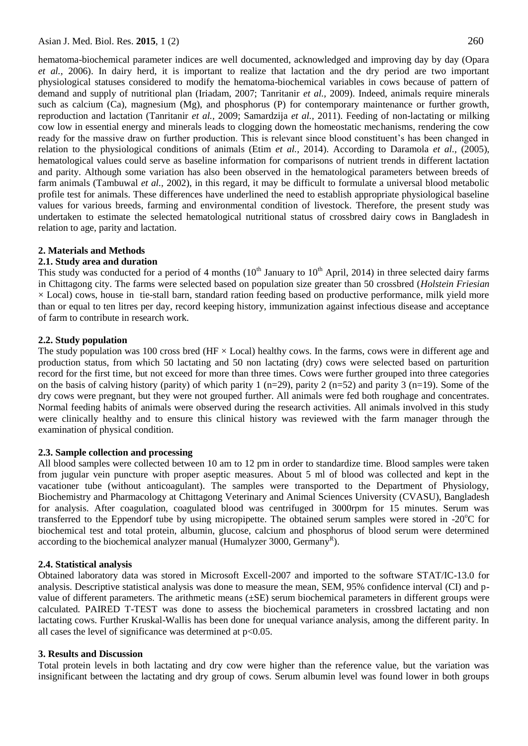hematoma-biochemical parameter indices are well documented, acknowledged and improving day by day (Opara *et al.,* 2006). In dairy herd, it is important to realize that lactation and the dry period are two important physiological statuses considered to modify the hematoma-biochemical variables in cows because of pattern of demand and supply of nutritional plan (Iriadam, 2007; Tanritanir *et al.,* 2009). Indeed, animals require minerals such as calcium (Ca), magnesium (Mg), and phosphorus (P) for contemporary maintenance or further growth, reproduction and lactation (Tanritanir *et al.,* 2009; Samardzija *et al.,* 2011). Feeding of non-lactating or milking cow low in essential energy and minerals leads to clogging down the homeostatic mechanisms, rendering the cow ready for the massive draw on further production. This is relevant since blood constituent's has been changed in relation to the physiological conditions of animals (Etim *et al.,* 2014). According to Daramola *et al*., (2005), hematological values could serve as baseline information for comparisons of nutrient trends in different lactation and parity. Although some variation has also been observed in the hematological parameters between breeds of farm animals (Tambuwal *et al.,* 2002), in this regard, it may be difficult to formulate a universal blood metabolic profile test for animals. These differences have underlined the need to establish appropriate physiological baseline values for various breeds, farming and environmental condition of livestock. Therefore, the present study was undertaken to estimate the selected hematological nutritional status of crossbred dairy cows in Bangladesh in relation to age, parity and lactation.

## 2. Materials and Methods

### 2.1. Study area and duration

This study was conducted for a period of 4 months (10$^{th}$ January to 10$^{th}$ April, 2014) in three selected dairy farms in Chittagong city. The farms were selected based on population size greater than 50 crossbred (*Holstein Friesian* × Local) cows, house in tie-stall barn, standard ration feeding based on productive performance, milk yield more than or equal to ten litres per day, record keeping history, immunization against infectious disease and acceptance of farm to contribute in research work.

### 2.2. Study population

The study population was 100 cross bred (HF × Local) healthy cows. In the farms, cows were in different age and production status, from which 50 lactating and 50 non lactating (dry) cows were selected based on parturition record for the first time, but not exceed for more than three times. Cows were further grouped into three categories on the basis of calving history (parity) of which parity 1 (n=29), parity 2 (n=52) and parity 3 (n=19). Some of the dry cows were pregnant, but they were not grouped further. All animals were fed both roughage and concentrates. Normal feeding habits of animals were observed during the research activities. All animals involved in this study were clinically healthy and to ensure this clinical history was reviewed with the farm manager through the examination of physical condition.

### 2.3. Sample collection and processing

All blood samples were collected between 10 am to 12 pm in order to standardize time. Blood samples were taken from jugular vein puncture with proper aseptic measures. About 5 ml of blood was collected and kept in the vacationer tube (without anticoagulant). The samples were transported to the Department of Physiology, Biochemistry and Pharmacology at Chittagong Veterinary and Animal Sciences University (CVASU), Bangladesh for analysis. After coagulation, coagulated blood was centrifuged in 3000rpm for 15 minutes. Serum was transferred to the Eppendorf tube by using micropipette. The obtained serum samples were stored in -20$^{o}$C for biochemical test and total protein, albumin, glucose, calcium and phosphorus of blood serum were determined according to the biochemical analyzer manual (Humalyzer 3000, Germany$^{R}$).

### 2.4. Statistical analysis

Obtained laboratory data was stored in Microsoft Excell-2007 and imported to the software STAT/IC-13.0 for analysis. Descriptive statistical analysis was done to measure the mean, SEM, 95% confidence interval (CI) and p-value of different parameters. The arithmetic means (±SE) serum biochemical parameters in different groups were calculated. PAIRED T-TEST was done to assess the biochemical parameters in crossbred lactating and non lactating cows. Further Kruskal-Wallis has been done for unequal variance analysis, among the different parity. In all cases the level of significance was determined at $p<0.05$.

## 3. Results and Discussion

Total protein levels in both lactating and dry cow were higher than the reference value, but the variation was insignificant between the lactating and dry group of cows. Serum albumin level was found lower in both groups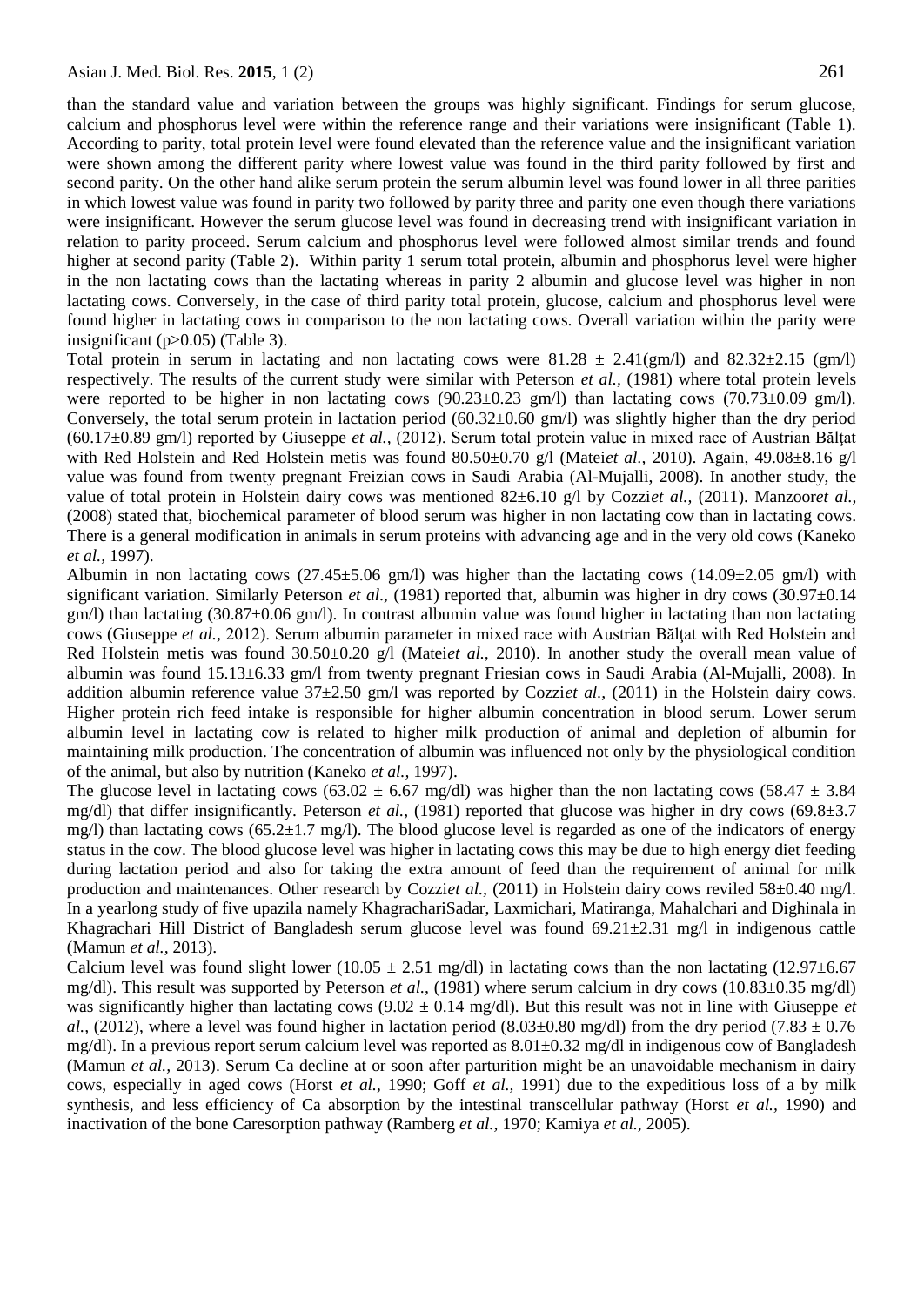than the standard value and variation between the groups was highly significant. Findings for serum glucose, calcium and phosphorus level were within the reference range and their variations were insignificant (Table 1). According to parity, total protein level were found elevated than the reference value and the insignificant variation were shown among the different parity where lowest value was found in the third parity followed by first and second parity. On the other hand alike serum protein the serum albumin level was found lower in all three parities in which lowest value was found in parity two followed by parity three and parity one even though there variations were insignificant. However the serum glucose level was found in decreasing trend with insignificant variation in relation to parity proceed. Serum calcium and phosphorus level were followed almost similar trends and found higher at second parity (Table 2). Within parity 1 serum total protein, albumin and phosphorus level were higher in the non lactating cows than the lactating whereas in parity 2 albumin and glucose level was higher in non lactating cows. Conversely, in the case of third parity total protein, glucose, calcium and phosphorus level were found higher in lactating cows in comparison to the non lactating cows. Overall variation within the parity were insignificant ($p>0.05$) (Table 3).

Total protein in serum in lactating and non lactating cows were $81.28 \pm 2.41$(gm/l) and $82.32\pm2.15$ (gm/l) respectively. The results of the current study were similar with Peterson *et al.,* (1981) where total protein levels were reported to be higher in non lactating cows ($90.23\pm0.23$ gm/l) than lactating cows ($70.73\pm0.09$ gm/l). Conversely, the total serum protein in lactation period ($60.32\pm0.60$ gm/l) was slightly higher than the dry period ($60.17\pm0.89$ gm/l) reported by Giuseppe *et al.,* (2012). Serum total protein value in mixed race of Austrian Bălțat with Red Holstein and Red Holstein metis was found $80.50\pm0.70$ g/l (Matei*et al.,* 2010). Again, $49.08\pm8.16$ g/l value was found from twenty pregnant Freizian cows in Saudi Arabia (Al-Mujalli, 2008). In another study, the value of total protein in Holstein dairy cows was mentioned $82\pm6.10$ g/l by Cozzi*et al.,* (2011). Manzoor*et al.,* (2008) stated that, biochemical parameter of blood serum was higher in non lactating cow than in lactating cows. There is a general modification in animals in serum proteins with advancing age and in the very old cows (Kaneko *et al.,* 1997).

Albumin in non lactating cows ($27.45\pm5.06$ gm/l) was higher than the lactating cows ($14.09\pm2.05$ gm/l) with significant variation. Similarly Peterson *et al.,* (1981) reported that, albumin was higher in dry cows ($30.97\pm0.14$ gm/l) than lactating ($30.87\pm0.06$ gm/l). In contrast albumin value was found higher in lactating than non lactating cows (Giuseppe *et al.,* 2012). Serum albumin parameter in mixed race with Austrian Bălțat with Red Holstein and Red Holstein metis was found $30.50\pm0.20$ g/l (Matei*et al.,* 2010). In another study the overall mean value of albumin was found $15.13\pm6.33$ gm/l from twenty pregnant Friesian cows in Saudi Arabia (Al-Mujalli, 2008). In addition albumin reference value $37\pm2.50$ gm/l was reported by Cozzi*et al.,* (2011) in the Holstein dairy cows. Higher protein rich feed intake is responsible for higher albumin concentration in blood serum. Lower serum albumin level in lactating cow is related to higher milk production of animal and depletion of albumin for maintaining milk production. The concentration of albumin was influenced not only by the physiological condition of the animal, but also by nutrition (Kaneko *et al.,* 1997).

The glucose level in lactating cows ($63.02 \pm 6.67$ mg/dl) was higher than the non lactating cows ($58.47 \pm 3.84$ mg/dl) that differ insignificantly. Peterson *et al.,* (1981) reported that glucose was higher in dry cows ($69.8\pm3.7$ mg/l) than lactating cows ($65.2\pm1.7$ mg/l). The blood glucose level is regarded as one of the indicators of energy status in the cow. The blood glucose level was higher in lactating cows this may be due to high energy diet feeding during lactation period and also for taking the extra amount of feed than the requirement of animal for milk production and maintenances. Other research by Cozzi*et al.,* (2011) in Holstein dairy cows reviled $58\pm0.40$ mg/l. In a yearlong study of five upazila namely KhagrachariSadar, Laxmichari, Matiranga, Mahalchari and Dighinala in Khagrachari Hill District of Bangladesh serum glucose level was found $69.21\pm2.31$ mg/l in indigenous cattle (Mamun *et al.,* 2013).

Calcium level was found slight lower ($10.05 \pm 2.51$ mg/dl) in lactating cows than the non lactating ($12.97\pm6.67$ mg/dl). This result was supported by Peterson *et al.,* (1981) where serum calcium in dry cows ($10.83\pm0.35$ mg/dl) was significantly higher than lactating cows ($9.02 \pm 0.14$ mg/dl). But this result was not in line with Giuseppe *et al.,* (2012), where a level was found higher in lactation period ($8.03\pm0.80$ mg/dl) from the dry period ($7.83 \pm 0.76$ mg/dl). In a previous report serum calcium level was reported as $8.01\pm0.32$ mg/dl in indigenous cow of Bangladesh (Mamun *et al.,* 2013). Serum Ca decline at or soon after parturition might be an unavoidable mechanism in dairy cows, especially in aged cows (Horst *et al.,* 1990; Goff *et al.,* 1991) due to the expeditious loss of a by milk synthesis, and less efficiency of Ca absorption by the intestinal transcellular pathway (Horst *et al.,* 1990) and inactivation of the bone Caresorption pathway (Ramberg *et al.,* 1970; Kamiya *et al.,* 2005).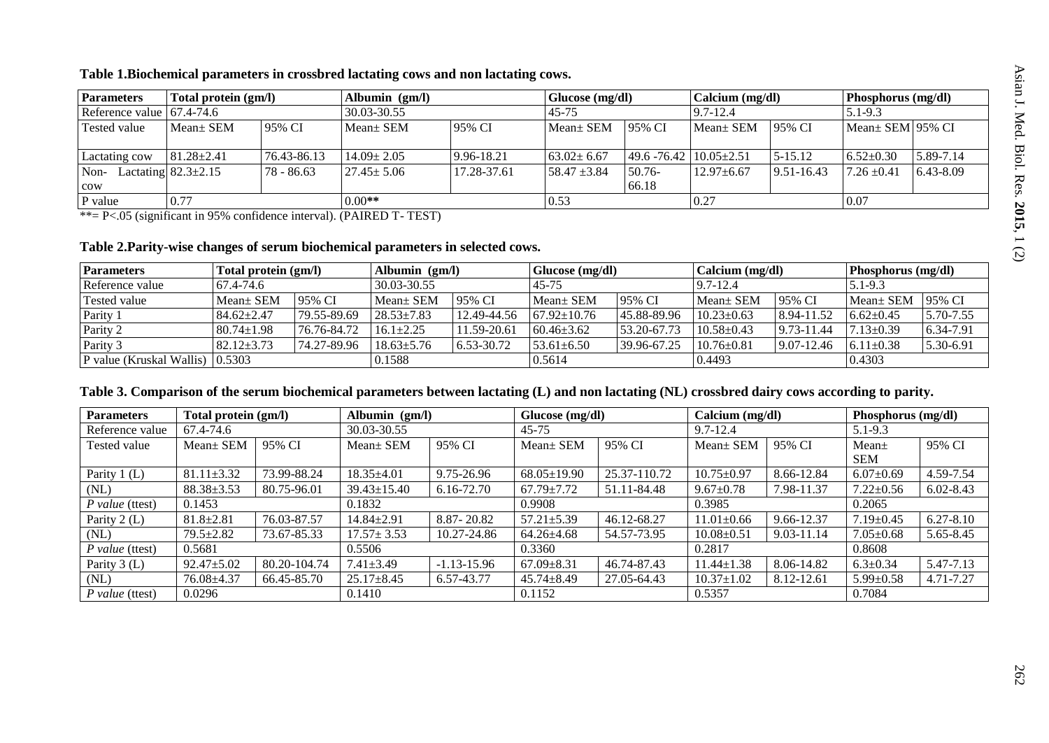**Table 1.Biochemical parameters in crossbred lactating cows and non lactating cows.**

| Parameters | Total protein (gm/l) | | Albumin (gm/l) | | Glucose (mg/dl) | | Calcium (mg/dl) | | Phosphorus (mg/dl) | |
|---|---|---|---|---|---|---|---|---|---|---|
| Reference value | 67.4-74.6 | | 30.03-30.55 | | 45-75 | | 9.7-12.4 | | 5.1-9.3 | |
| Tested value | Mean± SEM | 95% CI | Mean± SEM | 95% CI | Mean± SEM | 95% CI | Mean± SEM | 95% CI | Mean± SEM | 95% CI |
| Lactating cow | 81.28±2.41 | 76.43-86.13 | 14.09± 2.05 | 9.96-18.21 | 63.02± 6.67 | 49.6 -76.42 | 10.05±2.51 | 5-15.12 | 6.52±0.30 | 5.89-7.14 |
| Non- Lactating cow | 82.3±2.15 | 78 - 86.63 | 27.45± 5.06 | 17.28-37.61 | 58.47 ±3.84 | 50.76-66.18 | 12.97±6.67 | 9.51-16.43 | 7.26 ±0.41 | 6.43-8.09 |
| P value | 0.77 | | 0.00** | | 0.53 | | 0.27 | | 0.07 | |

**= P<.05 (significant in 95% confidence interval). (PAIRED T- TEST)

**Table 2.Parity-wise changes of serum biochemical parameters in selected cows.**

| Parameters | Total protein (gm/l) | | Albumin (gm/l) | | Glucose (mg/dl) | | Calcium (mg/dl) | | Phosphorus (mg/dl) | |
|---|---|---|---|---|---|---|---|---|---|---|
| Reference value | 67.4-74.6 | | 30.03-30.55 | | 45-75 | | 9.7-12.4 | | 5.1-9.3 | |
| Tested value | Mean± SEM | 95% CI | Mean± SEM | 95% CI | Mean± SEM | 95% CI | Mean± SEM | 95% CI | Mean± SEM | 95% CI |
| Parity 1 | 84.62±2.47 | 79.55-89.69 | 28.53±7.83 | 12.49-44.56 | 67.92±10.76 | 45.88-89.96 | 10.23±0.63 | 8.94-11.52 | 6.62±0.45 | 5.70-7.55 |
| Parity 2 | 80.74±1.98 | 76.76-84.72 | 16.1±2.25 | 11.59-20.61 | 60.46±3.62 | 53.20-67.73 | 10.58±0.43 | 9.73-11.44 | 7.13±0.39 | 6.34-7.91 |
| Parity 3 | 82.12±3.73 | 74.27-89.96 | 18.63±5.76 | 6.53-30.72 | 53.61±6.50 | 39.96-67.25 | 10.76±0.81 | 9.07-12.46 | 6.11±0.38 | 5.30-6.91 |
| P value (Kruskal Wallis) | 0.5303 | | 0.1588 | | 0.5614 | | 0.4493 | | 0.4303 | |

**Table 3. Comparison of the serum biochemical parameters between lactating (L) and non lactating (NL) crossbred dairy cows according to parity.**

| Parameters | Total protein (gm/l) | | Albumin (gm/l) | | Glucose (mg/dl) | | Calcium (mg/dl) | | Phosphorus (mg/dl) | |
|---|---|---|---|---|---|---|---|---|---|---|
| Reference value | 67.4-74.6 | | 30.03-30.55 | | 45-75 | | 9.7-12.4 | | 5.1-9.3 | |
| Tested value | Mean± SEM | 95% CI | Mean± SEM | 95% CI | Mean± SEM | 95% CI | Mean± SEM | 95% CI | Mean± SEM | 95% CI |
| Parity 1 (L) | 81.11±3.32 | 73.99-88.24 | 18.35±4.01 | 9.75-26.96 | 68.05±19.90 | 25.37-110.72 | 10.75±0.97 | 8.66-12.84 | 6.07±0.69 | 4.59-7.54 |
| (NL) | 88.38±3.53 | 80.75-96.01 | 39.43±15.40 | 6.16-72.70 | 67.79±7.72 | 51.11-84.48 | 9.67±0.78 | 7.98-11.37 | 7.22±0.56 | 6.02-8.43 |
| *P value* (ttest) | 0.1453 | | 0.1832 | | 0.9908 | | 0.3985 | | 0.2065 | |
| Parity 2 (L) | 81.8±2.81 | 76.03-87.57 | 14.84±2.91 | 8.87- 20.82 | 57.21±5.39 | 46.12-68.27 | 11.01±0.66 | 9.66-12.37 | 7.19±0.45 | 6.27-8.10 |
| (NL) | 79.5±2.82 | 73.67-85.33 | 17.57± 3.53 | 10.27-24.86 | 64.26±4.68 | 54.57-73.95 | 10.08±0.51 | 9.03-11.14 | 7.05±0.68 | 5.65-8.45 |
| *P value* (ttest) | 0.5681 | | 0.5506 | | 0.3360 | | 0.2817 | | 0.8608 | |
| Parity 3 (L) | 92.47±5.02 | 80.20-104.74 | 7.41±3.49 | -1.13-15.96 | 67.09±8.31 | 46.74-87.43 | 11.44±1.38 | 8.06-14.82 | 6.3±0.34 | 5.47-7.13 |
| (NL) | 76.08±4.37 | 66.45-85.70 | 25.17±8.45 | 6.57-43.77 | 45.74±8.49 | 27.05-64.43 | 10.37±1.02 | 8.12-12.61 | 5.99±0.58 | 4.71-7.27 |
| *P value* (ttest) | 0.0296 | | 0.1410 | | 0.1152 | | 0.5357 | | 0.7084 | |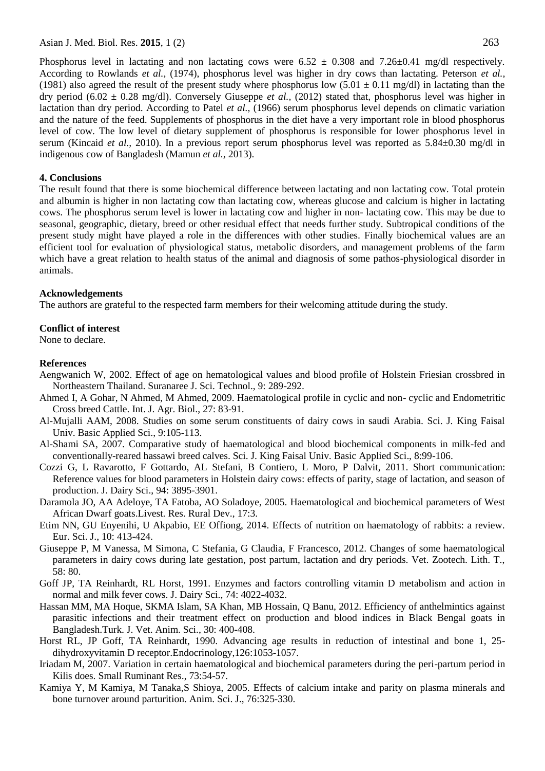Phosphorus level in lactating and non lactating cows were 6.52 ± 0.308 and 7.26±0.41 mg/dl respectively. According to Rowlands *et al.,* (1974), phosphorus level was higher in dry cows than lactating. Peterson *et al.,* (1981) also agreed the result of the present study where phosphorus low (5.01 ± 0.11 mg/dl) in lactating than the dry period (6.02 ± 0.28 mg/dl). Conversely Giuseppe *et al.,* (2012) stated that, phosphorus level was higher in lactation than dry period. According to Patel *et al.,* (1966) serum phosphorus level depends on climatic variation and the nature of the feed. Supplements of phosphorus in the diet have a very important role in blood phosphorus level of cow. The low level of dietary supplement of phosphorus is responsible for lower phosphorus level in serum (Kincaid *et al.,* 2010). In a previous report serum phosphorus level was reported as 5.84±0.30 mg/dl in indigenous cow of Bangladesh (Mamun *et al.,* 2013).

## 4. Conclusions

The result found that there is some biochemical difference between lactating and non lactating cow. Total protein and albumin is higher in non lactating cow than lactating cow, whereas glucose and calcium is higher in lactating cows. The phosphorus serum level is lower in lactating cow and higher in non- lactating cow. This may be due to seasonal, geographic, dietary, breed or other residual effect that needs further study. Subtropical conditions of the present study might have played a role in the differences with other studies. Finally biochemical values are an efficient tool for evaluation of physiological status, metabolic disorders, and management problems of the farm which have a great relation to health status of the animal and diagnosis of some pathos-physiological disorder in animals.

## Acknowledgements

The authors are grateful to the respected farm members for their welcoming attitude during the study.

## Conflict of interest

None to declare.

## References

Aengwanich W, 2002. Effect of age on hematological values and blood profile of Holstein Friesian crossbred in Northeastern Thailand. Suranaree J. Sci. Technol., 9: 289-292.

Ahmed I, A Gohar, N Ahmed, M Ahmed, 2009. Haematological profile in cyclic and non- cyclic and Endometritic Cross breed Cattle. Int. J. Agr. Biol., 27: 83-91.

Al-Mujalli AAM, 2008. Studies on some serum constituents of dairy cows in saudi Arabia. Sci. J. King Faisal Univ. Basic Applied Sci., 9:105-113.

Al-Shami SA, 2007. Comparative study of haematological and blood biochemical components in milk-fed and conventionally-reared hassawi breed calves. Sci. J. King Faisal Univ. Basic Applied Sci., 8:99-106.

Cozzi G, L Ravarotto, F Gottardo, AL Stefani, B Contiero, L Moro, P Dalvit, 2011. Short communication: Reference values for blood parameters in Holstein dairy cows: effects of parity, stage of lactation, and season of production. J. Dairy Sci., 94: 3895-3901.

Daramola JO, AA Adeloye, TA Fatoba, AO Soladoye, 2005. Haematological and biochemical parameters of West African Dwarf goats.Livest. Res. Rural Dev., 17:3.

Etim NN, GU Enyenihi, U Akpabio, EE Offiong, 2014. Effects of nutrition on haematology of rabbits: a review. Eur. Sci. J., 10: 413-424.

Giuseppe P, M Vanessa, M Simona, C Stefania, G Claudia, F Francesco, 2012. Changes of some haematological parameters in dairy cows during late gestation, post partum, lactation and dry periods. Vet. Zootech. Lith. T., 58: 80.

Goff JP, TA Reinhardt, RL Horst, 1991. Enzymes and factors controlling vitamin D metabolism and action in normal and milk fever cows. J. Dairy Sci., 74: 4022-4032.

Hassan MM, MA Hoque, SKMA Islam, SA Khan, MB Hossain, Q Banu, 2012. Efficiency of anthelmintics against parasitic infections and their treatment effect on production and blood indices in Black Bengal goats in Bangladesh.Turk. J. Vet. Anim. Sci., 30: 400-408.

Horst RL, JP Goff, TA Reinhardt, 1990. Advancing age results in reduction of intestinal and bone 1, 25-dihydroxyvitamin D receptor.Endocrinology,126:1053-1057.

Iriadam M, 2007. Variation in certain haematological and biochemical parameters during the peri-partum period in Kilis does. Small Ruminant Res., 73:54-57.

Kamiya Y, M Kamiya, M Tanaka,S Shioya, 2005. Effects of calcium intake and parity on plasma minerals and bone turnover around parturition. Anim. Sci. J., 76:325-330.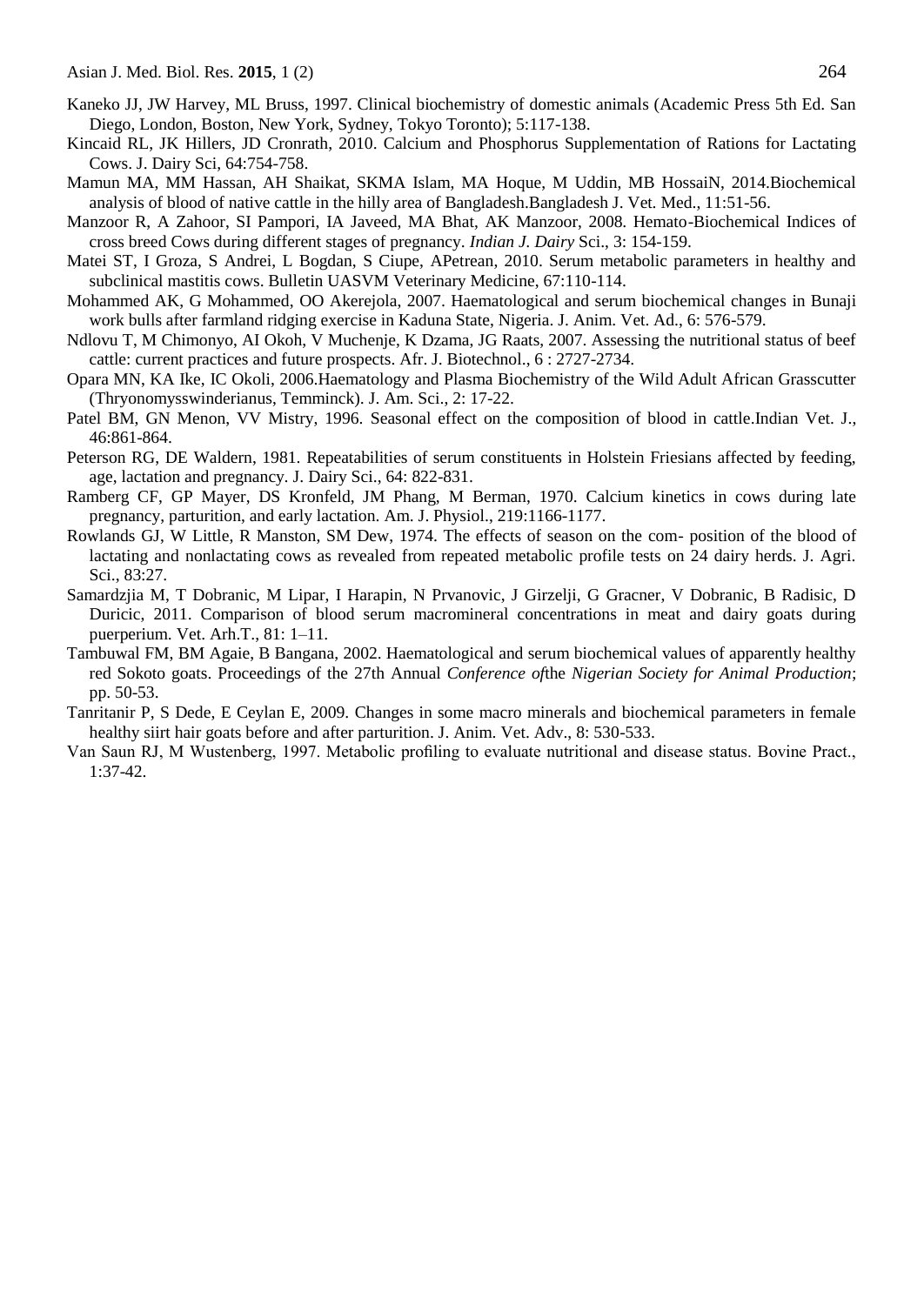Kaneko JJ, JW Harvey, ML Bruss, 1997. Clinical biochemistry of domestic animals (Academic Press 5th Ed. San Diego, London, Boston, New York, Sydney, Tokyo Toronto); 5:117-138.

Kincaid RL, JK Hillers, JD Cronrath, 2010. Calcium and Phosphorus Supplementation of Rations for Lactating Cows. J. Dairy Sci, 64:754-758.

Mamun MA, MM Hassan, AH Shaikat, SKMA Islam, MA Hoque, M Uddin, MB HossaiN, 2014.Biochemical analysis of blood of native cattle in the hilly area of Bangladesh.Bangladesh J. Vet. Med., 11:51-56.

Manzoor R, A Zahoor, SI Pampori, IA Javeed, MA Bhat, AK Manzoor, 2008. Hemato-Biochemical Indices of cross breed Cows during different stages of pregnancy. *Indian J. Dairy* Sci., 3: 154-159.

Matei ST, I Groza, S Andrei, L Bogdan, S Ciupe, APetrean, 2010. Serum metabolic parameters in healthy and subclinical mastitis cows. Bulletin UASVM Veterinary Medicine, 67:110-114.

Mohammed AK, G Mohammed, OO Akerejola, 2007. Haematological and serum biochemical changes in Bunaji work bulls after farmland ridging exercise in Kaduna State, Nigeria. J. Anim. Vet. Ad., 6: 576-579.

Ndlovu T, M Chimonyo, AI Okoh, V Muchenje, K Dzama, JG Raats, 2007. Assessing the nutritional status of beef cattle: current practices and future prospects. Afr. J. Biotechnol., 6 : 2727-2734.

Opara MN, KA Ike, IC Okoli, 2006.Haematology and Plasma Biochemistry of the Wild Adult African Grasscutter (Thryonomysswinderianus, Temminck). J. Am. Sci., 2: 17-22.

Patel BM, GN Menon, VV Mistry, 1996. Seasonal effect on the composition of blood in cattle.Indian Vet. J., 46:861-864.

Peterson RG, DE Waldern, 1981. Repeatabilities of serum constituents in Holstein Friesians affected by feeding, age, lactation and pregnancy. J. Dairy Sci., 64: 822-831.

Ramberg CF, GP Mayer, DS Kronfeld, JM Phang, M Berman, 1970. Calcium kinetics in cows during late pregnancy, parturition, and early lactation. Am. J. Physiol., 219:1166-1177.

Rowlands GJ, W Little, R Manston, SM Dew, 1974. The effects of season on the com- position of the blood of lactating and nonlactating cows as revealed from repeated metabolic profile tests on 24 dairy herds. J. Agri. Sci., 83:27.

Samardzjia M, T Dobranic, M Lipar, I Harapin, N Prvanovic, J Girzelji, G Gracner, V Dobranic, B Radisic, D Duricic, 2011. Comparison of blood serum macromineral concentrations in meat and dairy goats during puerperium. Vet. Arh.T., 81: 1–11.

Tambuwal FM, BM Agaie, B Bangana, 2002. Haematological and serum biochemical values of apparently healthy red Sokoto goats. Proceedings of the 27th Annual *Conference of*the *Nigerian Society for Animal Production*; pp. 50-53.

Tanritanir P, S Dede, E Ceylan E, 2009. Changes in some macro minerals and biochemical parameters in female healthy siirt hair goats before and after parturition. J. Anim. Vet. Adv., 8: 530-533.

Van Saun RJ, M Wustenberg, 1997. Metabolic profiling to evaluate nutritional and disease status. Bovine Pract., 1:37-42.